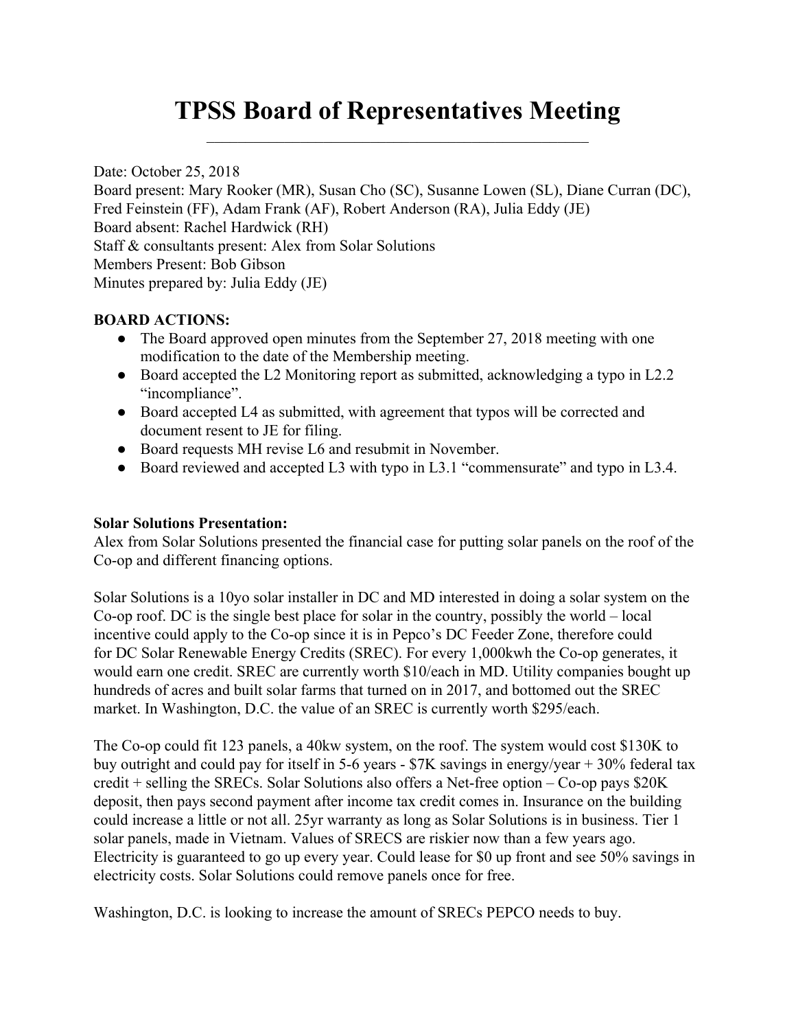# TPSS Board of Representatives Meeting

Date: October 25, 2018
Board present: Mary Rooker (MR), Susan Cho (SC), Susanne Lowen (SL), Diane Curran (DC), Fred Feinstein (FF), Adam Frank (AF), Robert Anderson (RA), Julia Eddy (JE)
Board absent: Rachel Hardwick (RH)
Staff & consultants present: Alex from Solar Solutions
Members Present: Bob Gibson
Minutes prepared by: Julia Eddy (JE)

**BOARD ACTIONS:**

- The Board approved open minutes from the September 27, 2018 meeting with one modification to the date of the Membership meeting.
- Board accepted the L2 Monitoring report as submitted, acknowledging a typo in L2.2 "incompliance".
- Board accepted L4 as submitted, with agreement that typos will be corrected and document resent to JE for filing.
- Board requests MH revise L6 and resubmit in November.
- Board reviewed and accepted L3 with typo in L3.1 "commensurate" and typo in L3.4.

**Solar Solutions Presentation:**
Alex from Solar Solutions presented the financial case for putting solar panels on the roof of the Co-op and different financing options.

Solar Solutions is a 10yo solar installer in DC and MD interested in doing a solar system on the Co-op roof. DC is the single best place for solar in the country, possibly the world – local incentive could apply to the Co-op since it is in Pepco's DC Feeder Zone, therefore could for DC Solar Renewable Energy Credits (SREC). For every 1,000kwh the Co-op generates, it would earn one credit. SREC are currently worth $10/each in MD. Utility companies bought up hundreds of acres and built solar farms that turned on in 2017, and bottomed out the SREC market. In Washington, D.C. the value of an SREC is currently worth $295/each.

The Co-op could fit 123 panels, a 40kw system, on the roof. The system would cost $130K to buy outright and could pay for itself in 5-6 years - $7K savings in energy/year + 30% federal tax credit + selling the SRECs. Solar Solutions also offers a Net-free option – Co-op pays $20K deposit, then pays second payment after income tax credit comes in. Insurance on the building could increase a little or not all. 25yr warranty as long as Solar Solutions is in business. Tier 1 solar panels, made in Vietnam. Values of SRECS are riskier now than a few years ago. Electricity is guaranteed to go up every year. Could lease for $0 up front and see 50% savings in electricity costs. Solar Solutions could remove panels once for free.

Washington, D.C. is looking to increase the amount of SRECs PEPCO needs to buy.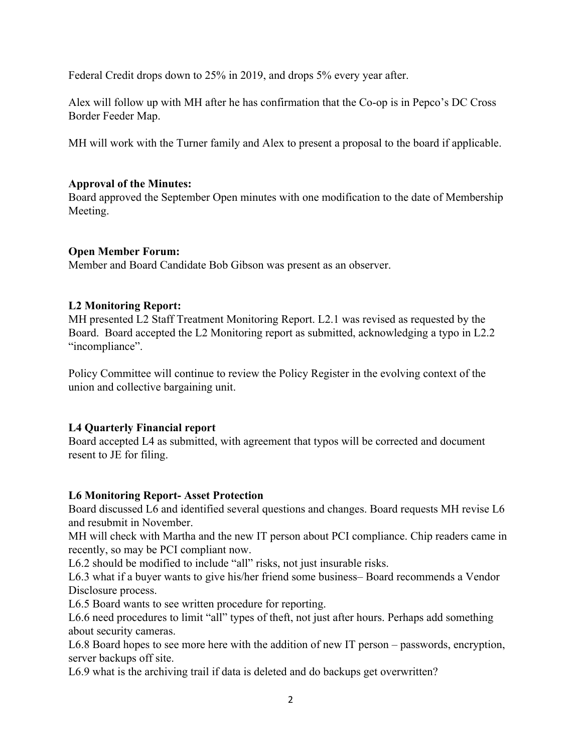Federal Credit drops down to 25% in 2019, and drops 5% every year after.

Alex will follow up with MH after he has confirmation that the Co-op is in Pepco's DC Cross Border Feeder Map.

MH will work with the Turner family and Alex to present a proposal to the board if applicable.

**Approval of the Minutes:**
Board approved the September Open minutes with one modification to the date of Membership Meeting.

**Open Member Forum:**
Member and Board Candidate Bob Gibson was present as an observer.

**L2 Monitoring Report:**
MH presented L2 Staff Treatment Monitoring Report. L2.1 was revised as requested by the Board. Board accepted the L2 Monitoring report as submitted, acknowledging a typo in L2.2 "incompliance".

Policy Committee will continue to review the Policy Register in the evolving context of the union and collective bargaining unit.

**L4 Quarterly Financial report**
Board accepted L4 as submitted, with agreement that typos will be corrected and document resent to JE for filing.

**L6 Monitoring Report- Asset Protection**
Board discussed L6 and identified several questions and changes. Board requests MH revise L6 and resubmit in November.
MH will check with Martha and the new IT person about PCI compliance. Chip readers came in recently, so may be PCI compliant now.
L6.2 should be modified to include "all" risks, not just insurable risks.
L6.3 what if a buyer wants to give his/her friend some business– Board recommends a Vendor Disclosure process.
L6.5 Board wants to see written procedure for reporting.
L6.6 need procedures to limit "all" types of theft, not just after hours. Perhaps add something about security cameras.
L6.8 Board hopes to see more here with the addition of new IT person – passwords, encryption, server backups off site.
L6.9 what is the archiving trail if data is deleted and do backups get overwritten?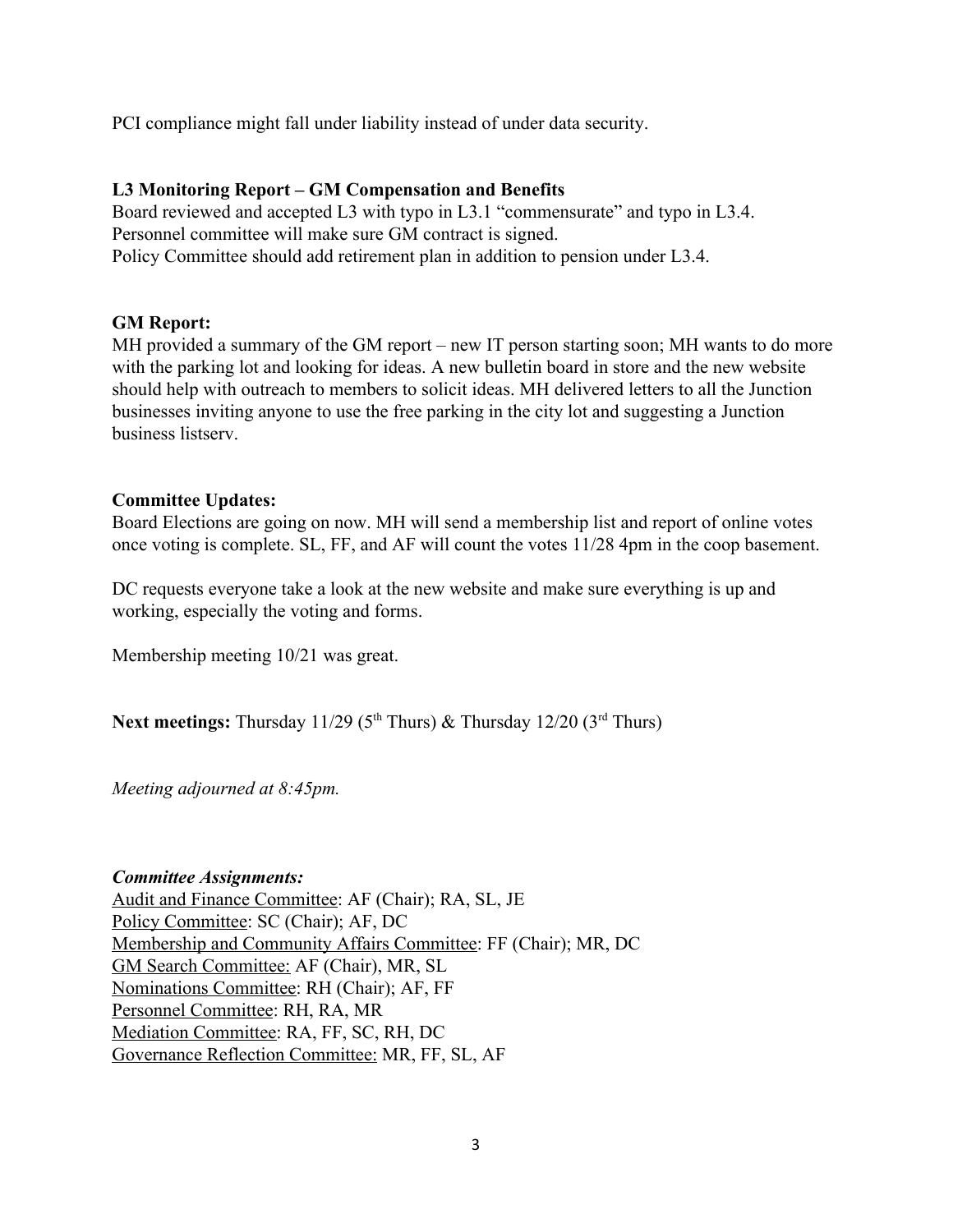PCI compliance might fall under liability instead of under data security.

**L3 Monitoring Report – GM Compensation and Benefits**

Board reviewed and accepted L3 with typo in L3.1 "commensurate" and typo in L3.4.
Personnel committee will make sure GM contract is signed.
Policy Committee should add retirement plan in addition to pension under L3.4.

**GM Report:**

MH provided a summary of the GM report – new IT person starting soon; MH wants to do more with the parking lot and looking for ideas. A new bulletin board in store and the new website should help with outreach to members to solicit ideas. MH delivered letters to all the Junction businesses inviting anyone to use the free parking in the city lot and suggesting a Junction business listserv.

**Committee Updates:**

Board Elections are going on now. MH will send a membership list and report of online votes once voting is complete. SL, FF, and AF will count the votes 11/28 4pm in the coop basement.

DC requests everyone take a look at the new website and make sure everything is up and working, especially the voting and forms.

Membership meeting 10/21 was great.

**Next meetings:** Thursday 11/29 (5th Thurs) & Thursday 12/20 (3rd Thurs)

*Meeting adjourned at 8:45pm.*

***Committee Assignments:***

Audit and Finance Committee: AF (Chair); RA, SL, JE
Policy Committee: SC (Chair); AF, DC
Membership and Community Affairs Committee: FF (Chair); MR, DC
GM Search Committee: AF (Chair), MR, SL
Nominations Committee: RH (Chair); AF, FF
Personnel Committee: RH, RA, MR
Mediation Committee: RA, FF, SC, RH, DC
Governance Reflection Committee: MR, FF, SL, AF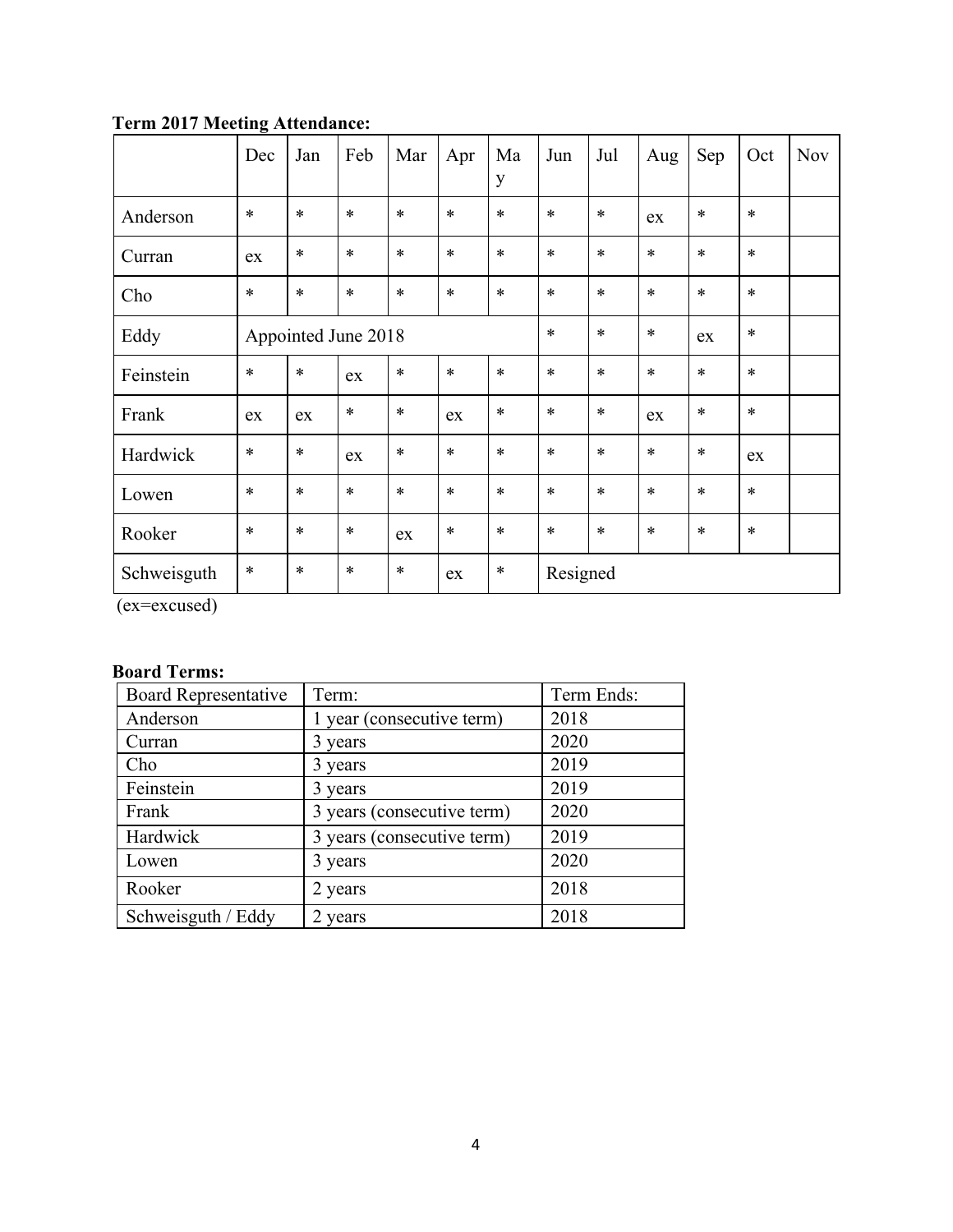**Term 2017 Meeting Attendance:**

| | Dec | Jan | Feb | Mar | Apr | May | Jun | Jul | Aug | Sep | Oct | Nov |
|---|---|---|---|---|---|---|---|---|---|---|---|---|
| Anderson | * | * | * | * | * | * | * | * | ex | * | * | |
| Curran | ex | * | * | * | * | * | * | * | * | * | * | |
| Cho | * | * | * | * | * | * | * | * | * | * | * | |
| Eddy | Appointed June 2018 | | | | | | * | * | * | ex | * | |
| Feinstein | * | * | ex | * | * | * | * | * | * | * | * | |
| Frank | ex | ex | * | * | ex | * | * | * | ex | * | * | |
| Hardwick | * | * | ex | * | * | * | * | * | * | * | ex | |
| Lowen | * | * | * | * | * | * | * | * | * | * | * | |
| Rooker | * | * | * | ex | * | * | * | * | * | * | * | |
| Schweisguth | * | * | * | * | ex | * | Resigned | | | | | |

(ex=excused)

**Board Terms:**

| Board Representative | Term: | Term Ends: |
|---|---|---|
| Anderson | 1 year (consecutive term) | 2018 |
| Curran | 3 years | 2020 |
| Cho | 3 years | 2019 |
| Feinstein | 3 years | 2019 |
| Frank | 3 years (consecutive term) | 2020 |
| Hardwick | 3 years (consecutive term) | 2019 |
| Lowen | 3 years | 2020 |
| Rooker | 2 years | 2018 |
| Schweisguth / Eddy | 2 years | 2018 |